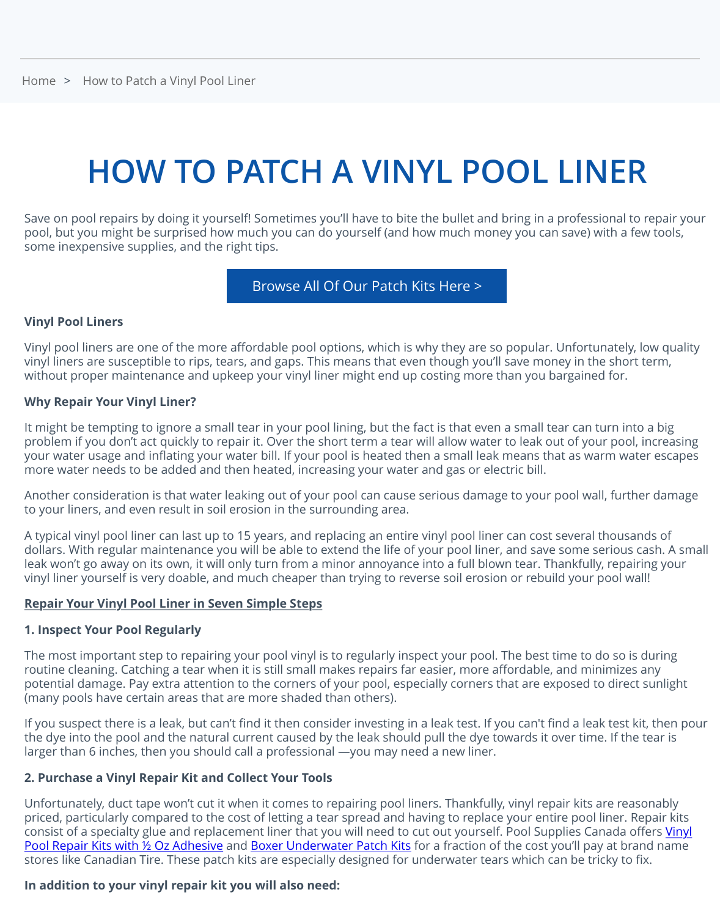Home > How to Patch a Vinyl Pool Liner

# HOW TO PATCH A VINYL POOL LINER

Save on pool repairs by doing it yourself! Sometimes you'll have to bite the bullet and bring in a professional to repair your pool, but you might be surprised how much you can do yourself (and how much money you can save) with a few tools, some inexpensive supplies, and the right tips.

Browse All Of Our Patch Kits Here >

**Vinyl Pool Liners**

Vinyl pool liners are one of the more affordable pool options, which is why they are so popular. Unfortunately, low quality vinyl liners are susceptible to rips, tears, and gaps. This means that even though you'll save money in the short term, without proper maintenance and upkeep your vinyl liner might end up costing more than you bargained for.

**Why Repair Your Vinyl Liner?**

It might be tempting to ignore a small tear in your pool lining, but the fact is that even a small tear can turn into a big problem if you don't act quickly to repair it. Over the short term a tear will allow water to leak out of your pool, increasing your water usage and inflating your water bill. If your pool is heated then a small leak means that as warm water escapes more water needs to be added and then heated, increasing your water and gas or electric bill.

Another consideration is that water leaking out of your pool can cause serious damage to your pool wall, further damage to your liners, and even result in soil erosion in the surrounding area.

A typical vinyl pool liner can last up to 15 years, and replacing an entire vinyl pool liner can cost several thousands of dollars. With regular maintenance you will be able to extend the life of your pool liner, and save some serious cash. A small leak won't go away on its own, it will only turn from a minor annoyance into a full blown tear. Thankfully, repairing your vinyl liner yourself is very doable, and much cheaper than trying to reverse soil erosion or rebuild your pool wall!

**Repair Your Vinyl Pool Liner in Seven Simple Steps**

**1. Inspect Your Pool Regularly**

The most important step to repairing your pool vinyl is to regularly inspect your pool. The best time to do so is during routine cleaning. Catching a tear when it is still small makes repairs far easier, more affordable, and minimizes any potential damage. Pay extra attention to the corners of your pool, especially corners that are exposed to direct sunlight (many pools have certain areas that are more shaded than others).

If you suspect there is a leak, but can't find it then consider investing in a leak test. If you can't find a leak test kit, then pour the dye into the pool and the natural current caused by the leak should pull the dye towards it over time. If the tear is larger than 6 inches, then you should call a professional —you may need a new liner.

**2. Purchase a Vinyl Repair Kit and Collect Your Tools**

Unfortunately, duct tape won't cut it when it comes to repairing pool liners. Thankfully, vinyl repair kits are reasonably priced, particularly compared to the cost of letting a tear spread and having to replace your entire pool liner. Repair kits consist of a specialty glue and replacement liner that you will need to cut out yourself. Pool Supplies Canada offers Vinyl Pool Repair Kits with ½ Oz Adhesive and Boxer Underwater Patch Kits for a fraction of the cost you'll pay at brand name stores like Canadian Tire. These patch kits are especially designed for underwater tears which can be tricky to fix.

**In addition to your vinyl repair kit you will also need:**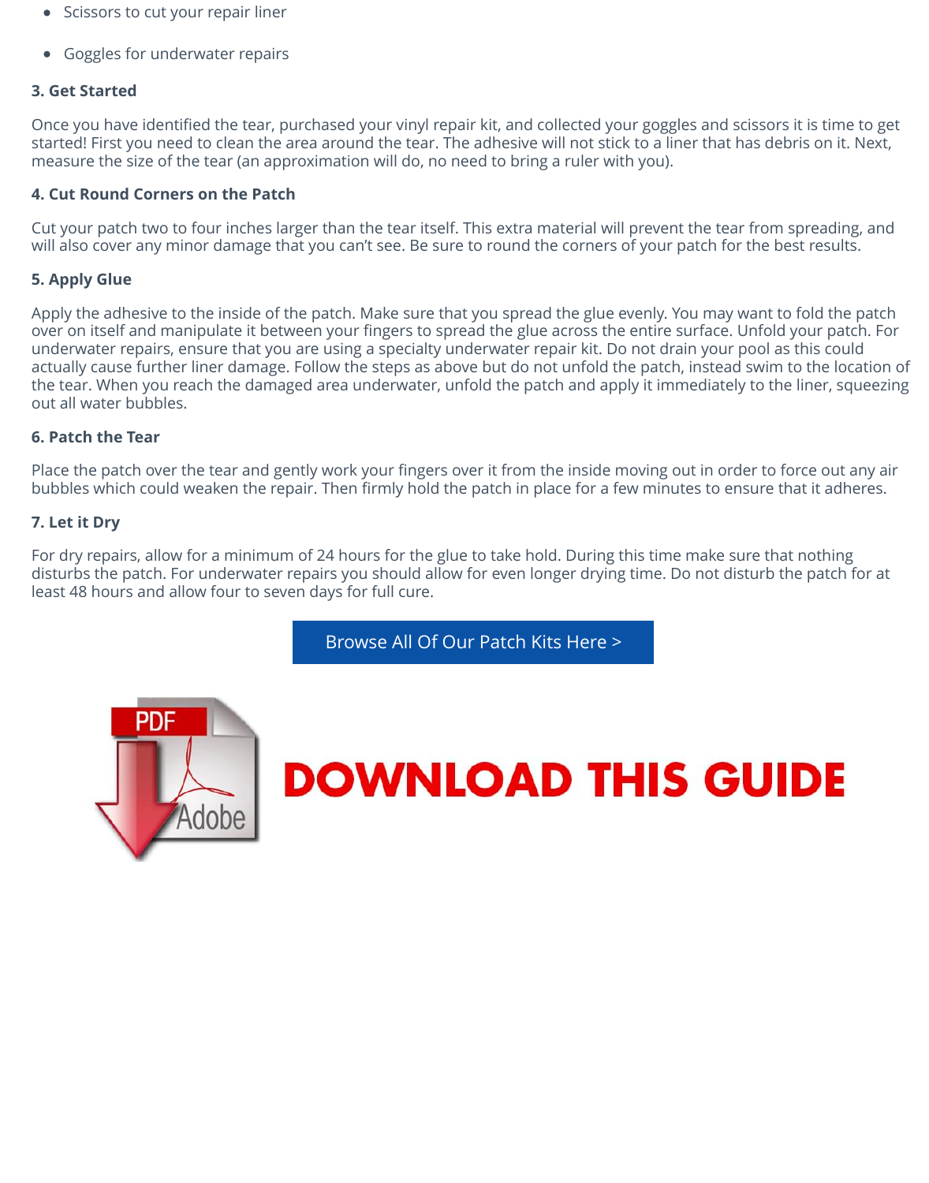- Scissors to cut your repair liner
- Goggles for underwater repairs

**3. Get Started**

Once you have identified the tear, purchased your vinyl repair kit, and collected your goggles and scissors it is time to get started! First you need to clean the area around the tear. The adhesive will not stick to a liner that has debris on it. Next, measure the size of the tear (an approximation will do, no need to bring a ruler with you).

**4. Cut Round Corners on the Patch**

Cut your patch two to four inches larger than the tear itself. This extra material will prevent the tear from spreading, and will also cover any minor damage that you can't see. Be sure to round the corners of your patch for the best results.

**5. Apply Glue**

Apply the adhesive to the inside of the patch. Make sure that you spread the glue evenly. You may want to fold the patch over on itself and manipulate it between your fingers to spread the glue across the entire surface. Unfold your patch. For underwater repairs, ensure that you are using a specialty underwater repair kit. Do not drain your pool as this could actually cause further liner damage. Follow the steps as above but do not unfold the patch, instead swim to the location of the tear. When you reach the damaged area underwater, unfold the patch and apply it immediately to the liner, squeezing out all water bubbles.

**6. Patch the Tear**

Place the patch over the tear and gently work your fingers over it from the inside moving out in order to force out any air bubbles which could weaken the repair. Then firmly hold the patch in place for a few minutes to ensure that it adheres.

**7. Let it Dry**

For dry repairs, allow for a minimum of 24 hours for the glue to take hold. During this time make sure that nothing disturbs the patch. For underwater repairs you should allow for even longer drying time. Do not disturb the patch for at least 48 hours and allow four to seven days for full cure.

Browse All Of Our Patch Kits Here >

DOWNLOAD THIS GUIDE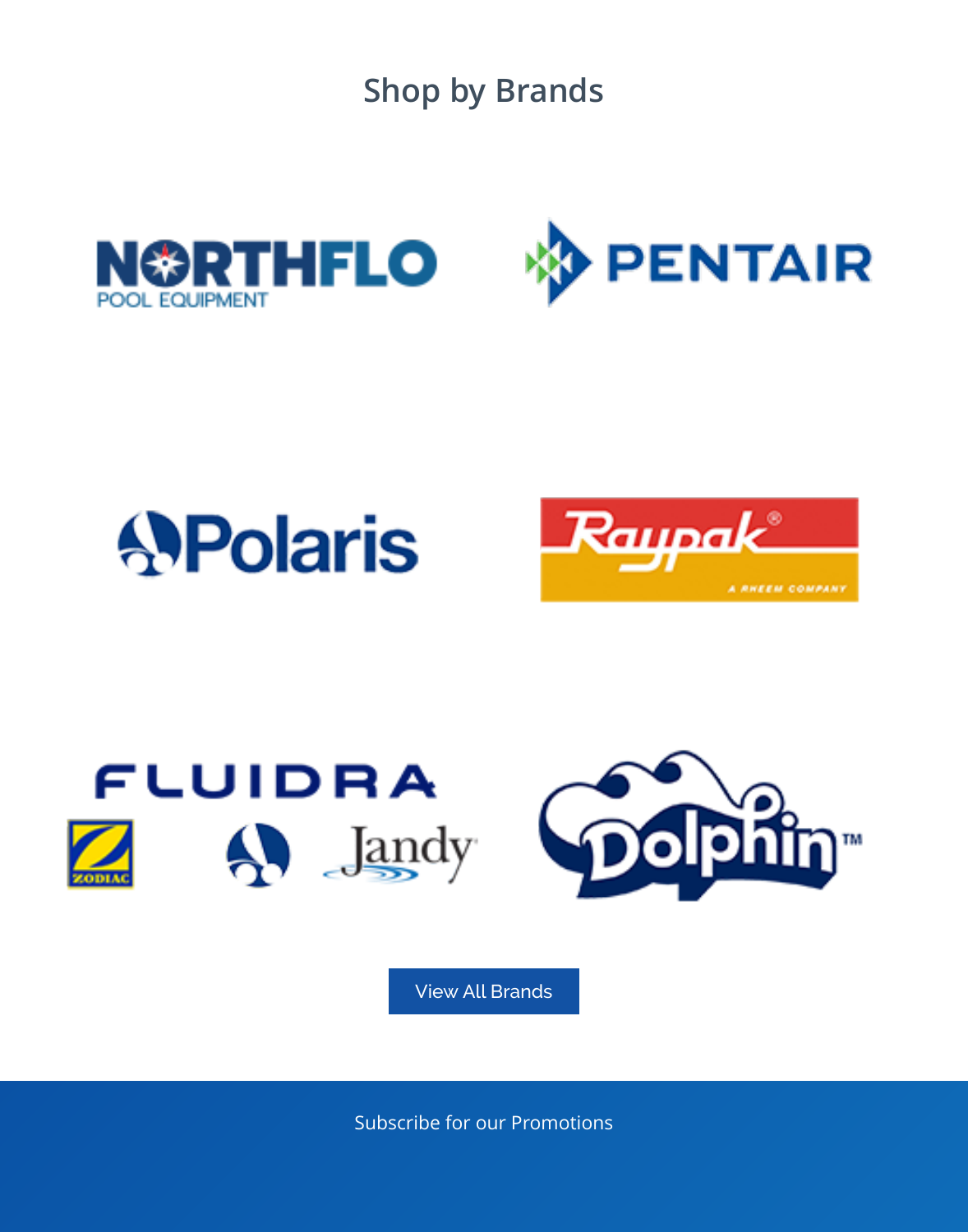## Shop by Brands

NORTHFLO POOL EQUIPMENT

PENTAIR

Polaris

Raypak® A RHEEM COMPANY

FLUIDRA

ZODIAC

Jandy

Dolphin™

View All Brands

Subscribe for our Promotions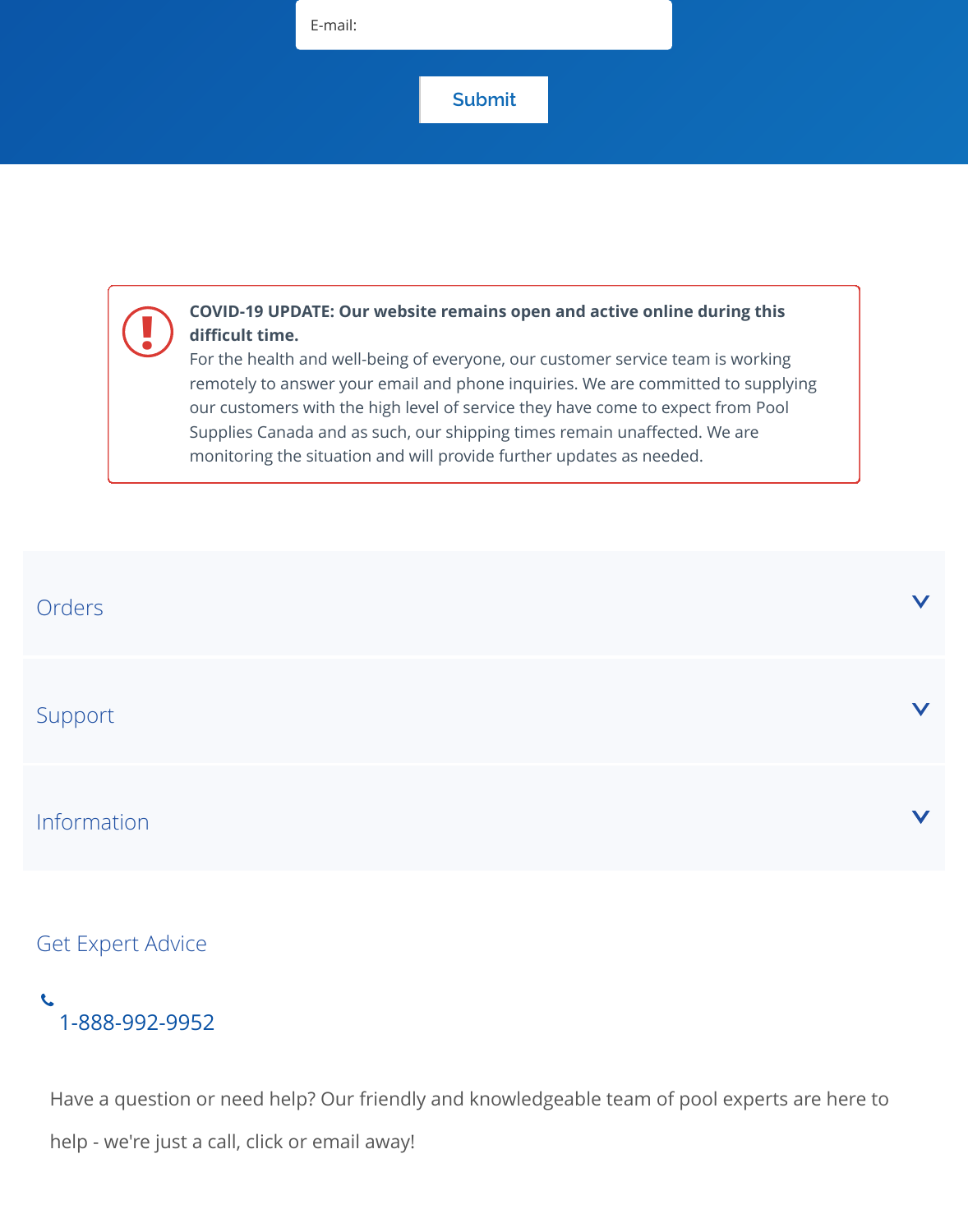E-mail:

Submit

**COVID-19 UPDATE: Our website remains open and active online during this difficult time.**
For the health and well-being of everyone, our customer service team is working remotely to answer your email and phone inquiries. We are committed to supplying our customers with the high level of service they have come to expect from Pool Supplies Canada and as such, our shipping times remain unaffected. We are monitoring the situation and will provide further updates as needed.

Orders

Support

Information

Get Expert Advice

1-888-992-9952

Have a question or need help? Our friendly and knowledgeable team of pool experts are here to help - we're just a call, click or email away!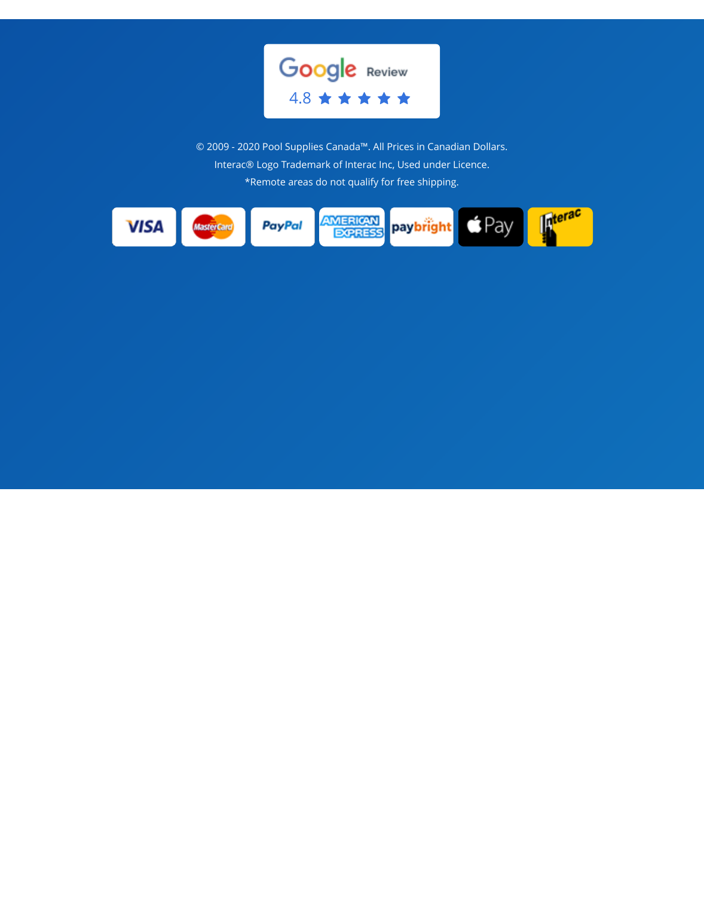Google Review

4.8 ★★★★★

© 2009 - 2020 Pool Supplies Canada™. All Prices in Canadian Dollars.

Interac® Logo Trademark of Interac Inc, Used under Licence.

*Remote areas do not qualify for free shipping.

VISA MasterCard PayPal AMERICAN EXPRESS paybright Pay Interac